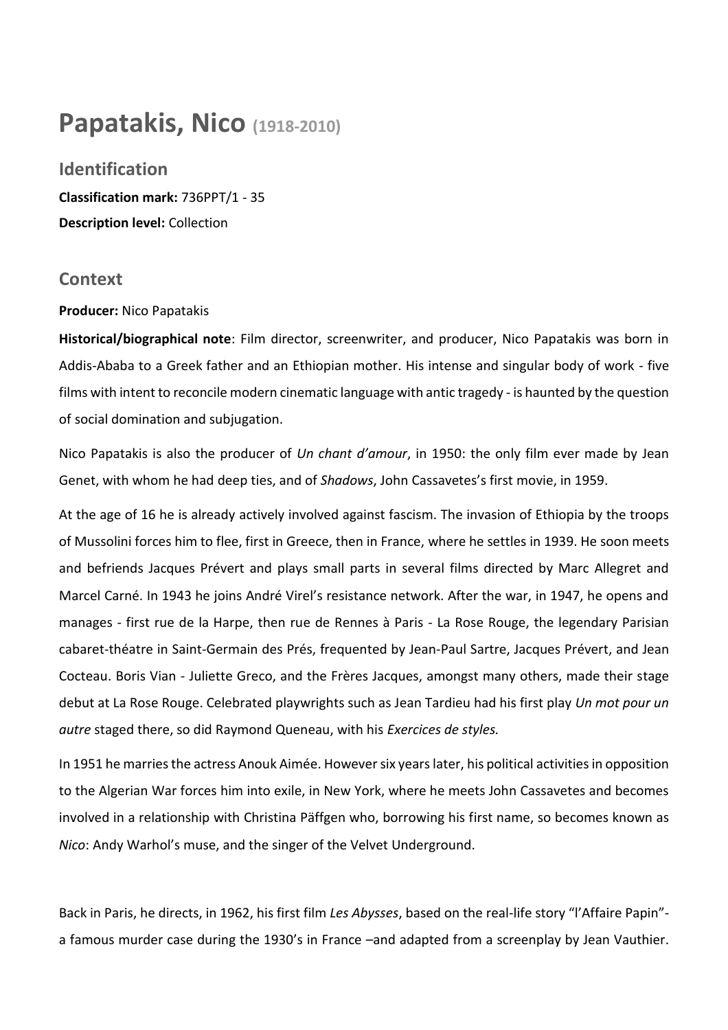# Papatakis, Nico (1918-2010)

## Identification

**Classification mark:** 736PPT/1 - 35

**Description level:** Collection

## Context

**Producer:** Nico Papatakis

**Historical/biographical note**: Film director, screenwriter, and producer, Nico Papatakis was born in Addis-Ababa to a Greek father and an Ethiopian mother. His intense and singular body of work - five films with intent to reconcile modern cinematic language with antic tragedy - is haunted by the question of social domination and subjugation.

Nico Papatakis is also the producer of *Un chant d'amour*, in 1950: the only film ever made by Jean Genet, with whom he had deep ties, and of *Shadows*, John Cassavetes's first movie, in 1959.

At the age of 16 he is already actively involved against fascism. The invasion of Ethiopia by the troops of Mussolini forces him to flee, first in Greece, then in France, where he settles in 1939. He soon meets and befriends Jacques Prévert and plays small parts in several films directed by Marc Allegret and Marcel Carné. In 1943 he joins André Virel's resistance network. After the war, in 1947, he opens and manages - first rue de la Harpe, then rue de Rennes à Paris - La Rose Rouge, the legendary Parisian cabaret-théatre in Saint-Germain des Prés, frequented by Jean-Paul Sartre, Jacques Prévert, and Jean Cocteau. Boris Vian - Juliette Greco, and the Frères Jacques, amongst many others, made their stage debut at La Rose Rouge. Celebrated playwrights such as Jean Tardieu had his first play *Un mot pour un autre* staged there, so did Raymond Queneau, with his *Exercices de styles.*

In 1951 he marries the actress Anouk Aimée. However six years later, his political activities in opposition to the Algerian War forces him into exile, in New York, where he meets John Cassavetes and becomes involved in a relationship with Christina Päffgen who, borrowing his first name, so becomes known as *Nico*: Andy Warhol's muse, and the singer of the Velvet Underground.

Back in Paris, he directs, in 1962, his first film *Les Abysses*, based on the real-life story "l'Affaire Papin"- a famous murder case during the 1930's in France –and adapted from a screenplay by Jean Vauthier.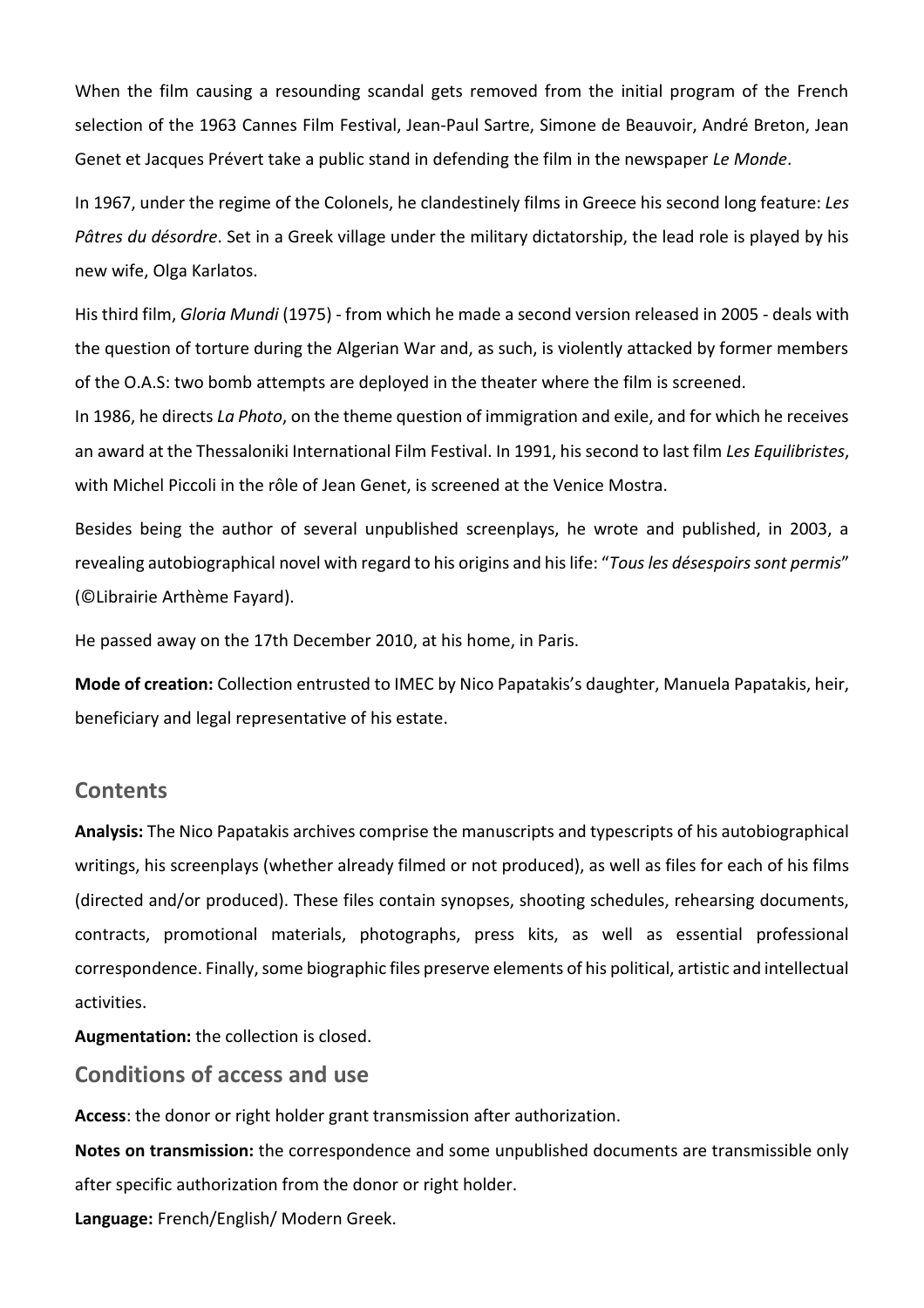When the film causing a resounding scandal gets removed from the initial program of the French selection of the 1963 Cannes Film Festival, Jean-Paul Sartre, Simone de Beauvoir, André Breton, Jean Genet et Jacques Prévert take a public stand in defending the film in the newspaper *Le Monde*.

In 1967, under the regime of the Colonels, he clandestinely films in Greece his second long feature: *Les Pâtres du désordre*. Set in a Greek village under the military dictatorship, the lead role is played by his new wife, Olga Karlatos.

His third film, *Gloria Mundi* (1975) - from which he made a second version released in 2005 - deals with the question of torture during the Algerian War and, as such, is violently attacked by former members of the O.A.S: two bomb attempts are deployed in the theater where the film is screened.
In 1986, he directs *La Photo*, on the theme question of immigration and exile, and for which he receives an award at the Thessaloniki International Film Festival. In 1991, his second to last film *Les Equilibristes*, with Michel Piccoli in the rôle of Jean Genet, is screened at the Venice Mostra.

Besides being the author of several unpublished screenplays, he wrote and published, in 2003, a revealing autobiographical novel with regard to his origins and his life: "*Tous les désespoirs sont permis*" (©Librairie Arthème Fayard).

He passed away on the 17th December 2010, at his home, in Paris.

**Mode of creation:** Collection entrusted to IMEC by Nico Papatakis's daughter, Manuela Papatakis, heir, beneficiary and legal representative of his estate.

## Contents

**Analysis:** The Nico Papatakis archives comprise the manuscripts and typescripts of his autobiographical writings, his screenplays (whether already filmed or not produced), as well as files for each of his films (directed and/or produced). These files contain synopses, shooting schedules, rehearsing documents, contracts, promotional materials, photographs, press kits, as well as essential professional correspondence. Finally, some biographic files preserve elements of his political, artistic and intellectual activities.

**Augmentation:** the collection is closed.

## Conditions of access and use

**Access**: the donor or right holder grant transmission after authorization.

**Notes on transmission:** the correspondence and some unpublished documents are transmissible only after specific authorization from the donor or right holder.

**Language:** French/English/ Modern Greek.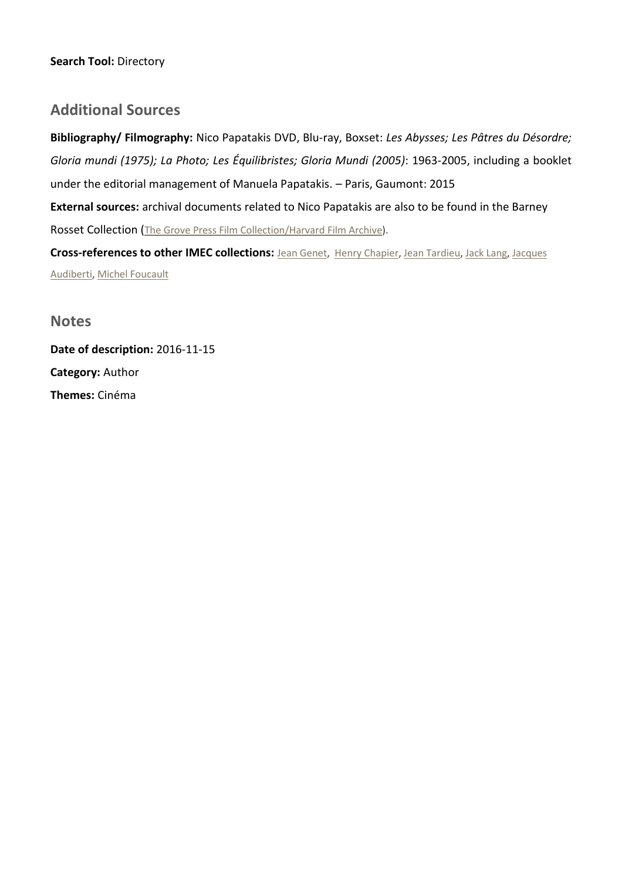**Search Tool:** Directory

## Additional Sources

**Bibliography/ Filmography:** Nico Papatakis DVD, Blu-ray, Boxset: *Les Abysses; Les Pâtres du Désordre; Gloria mundi (1975); La Photo; Les Équilibristes; Gloria Mundi (2005)*: 1963-2005, including a booklet under the editorial management of Manuela Papatakis. – Paris, Gaumont: 2015

**External sources:** archival documents related to Nico Papatakis are also to be found in the Barney Rosset Collection (The Grove Press Film Collection/Harvard Film Archive).

**Cross-references to other IMEC collections:** Jean Genet, Henry Chapier, Jean Tardieu, Jack Lang, Jacques Audiberti, Michel Foucault

## Notes

**Date of description:** 2016-11-15

**Category:** Author

**Themes:** Cinéma